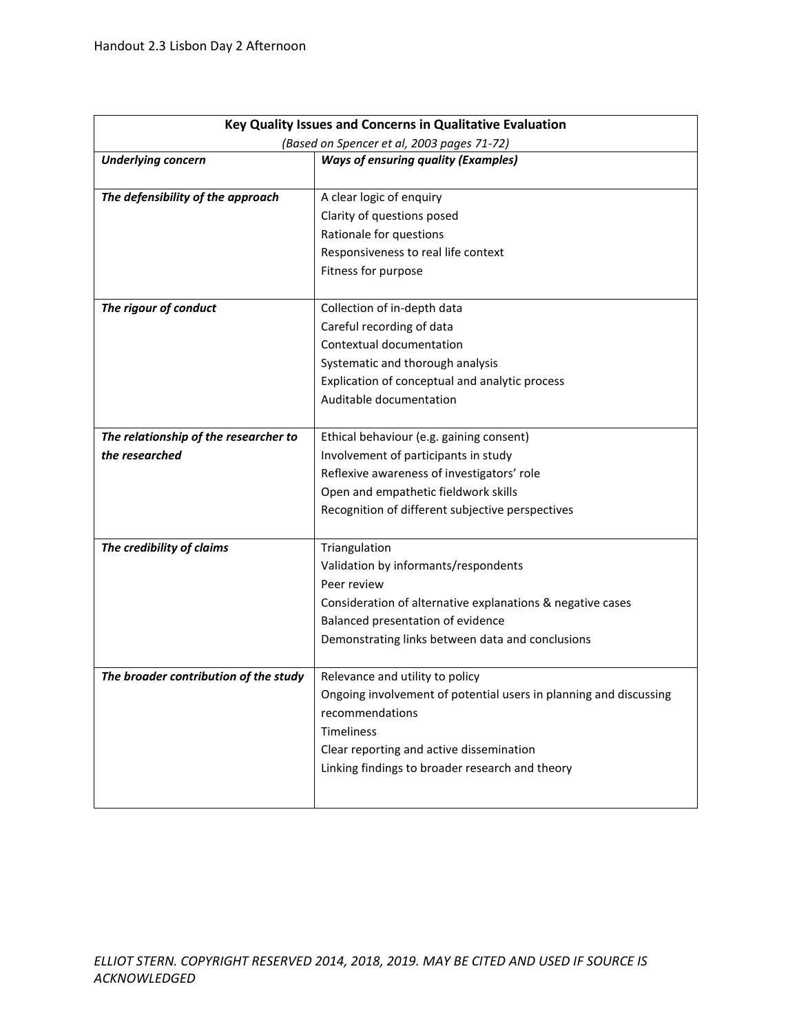Handout 2.3 Lisbon Day 2 Afternoon

| Key Quality Issues and Concerns in Qualitative Evaluation *(Based on Spencer et al, 2003 pages 71-72)* | |
|---|---|
| ***Underlying concern*** | ***Ways of ensuring quality (Examples)*** |
| ***The defensibility of the approach*** | A clear logic of enquiry<br>Clarity of questions posed<br>Rationale for questions<br>Responsiveness to real life context<br>Fitness for purpose |
| ***The rigour of conduct*** | Collection of in-depth data<br>Careful recording of data<br>Contextual documentation<br>Systematic and thorough analysis<br>Explication of conceptual and analytic process<br>Auditable documentation |
| ***The relationship of the researcher to the researched*** | Ethical behaviour (e.g. gaining consent)<br>Involvement of participants in study<br>Reflexive awareness of investigators' role<br>Open and empathetic fieldwork skills<br>Recognition of different subjective perspectives |
| ***The credibility of claims*** | Triangulation<br>Validation by informants/respondents<br>Peer review<br>Consideration of alternative explanations & negative cases<br>Balanced presentation of evidence<br>Demonstrating links between data and conclusions |
| ***The broader contribution of the study*** | Relevance and utility to policy<br>Ongoing involvement of potential users in planning and discussing recommendations<br>Timeliness<br>Clear reporting and active dissemination<br>Linking findings to broader research and theory |

*ELLIOT STERN. COPYRIGHT RESERVED 2014, 2018, 2019. MAY BE CITED AND USED IF SOURCE IS ACKNOWLEDGED*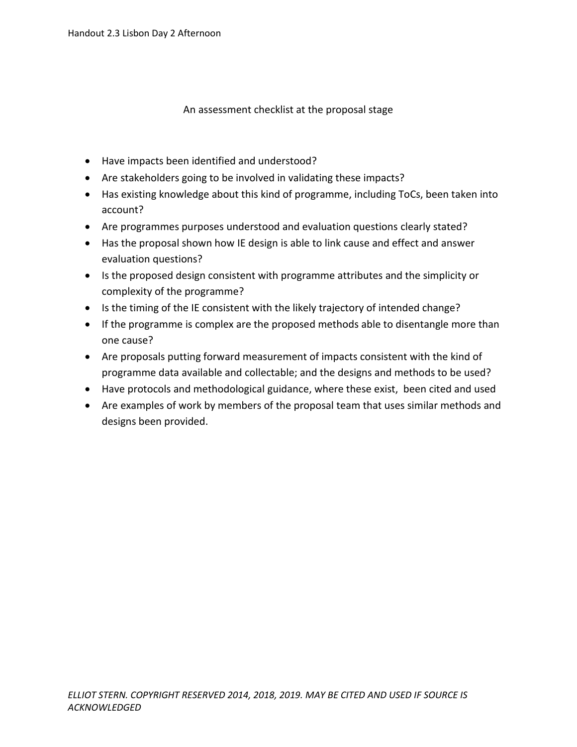## An assessment checklist at the proposal stage

- Have impacts been identified and understood?
- Are stakeholders going to be involved in validating these impacts?
- Has existing knowledge about this kind of programme, including ToCs, been taken into account?
- Are programmes purposes understood and evaluation questions clearly stated?
- Has the proposal shown how IE design is able to link cause and effect and answer evaluation questions?
- Is the proposed design consistent with programme attributes and the simplicity or complexity of the programme?
- Is the timing of the IE consistent with the likely trajectory of intended change?
- If the programme is complex are the proposed methods able to disentangle more than one cause?
- Are proposals putting forward measurement of impacts consistent with the kind of programme data available and collectable; and the designs and methods to be used?
- Have protocols and methodological guidance, where these exist, been cited and used
- Are examples of work by members of the proposal team that uses similar methods and designs been provided.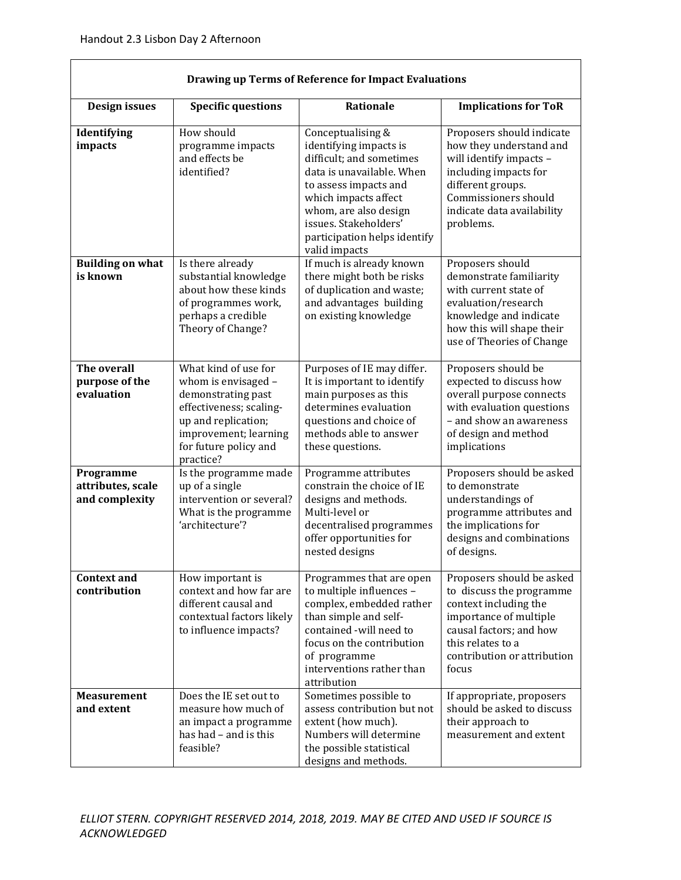Handout 2.3 Lisbon Day 2 Afternoon

| Drawing up Terms of Reference for Impact Evaluations | | | |
|---|---|---|---|
| **Design issues** | **Specific questions** | **Rationale** | **Implications for ToR** |
| **Identifying impacts** | How should programme impacts and effects be identified? | Conceptualising & identifying impacts is difficult; and sometimes data is unavailable. When to assess impacts and which impacts affect whom, are also design issues. Stakeholders' participation helps identify valid impacts | Proposers should indicate how they understand and will identify impacts – including impacts for different groups. Commissioners should indicate data availability problems. |
| **Building on what is known** | Is there already substantial knowledge about how these kinds of programmes work, perhaps a credible Theory of Change? | If much is already known there might both be risks of duplication and waste; and advantages building on existing knowledge | Proposers should demonstrate familiarity with current state of evaluation/research knowledge and indicate how this will shape their use of Theories of Change |
| **The overall purpose of the evaluation** | What kind of use for whom is envisaged – demonstrating past effectiveness; scaling-up and replication; improvement; learning for future policy and practice? | Purposes of IE may differ. It is important to identify main purposes as this determines evaluation questions and choice of methods able to answer these questions. | Proposers should be expected to discuss how overall purpose connects with evaluation questions – and show an awareness of design and method implications |
| **Programme attributes, scale and complexity** | Is the programme made up of a single intervention or several? What is the programme 'architecture'? | Programme attributes constrain the choice of IE designs and methods. Multi-level or decentralised programmes offer opportunities for nested designs | Proposers should be asked to demonstrate understandings of programme attributes and the implications for designs and combinations of designs. |
| **Context and contribution** | How important is context and how far are different causal and contextual factors likely to influence impacts? | Programmes that are open to multiple influences – complex, embedded rather than simple and self-contained -will need to focus on the contribution of programme interventions rather than attribution | Proposers should be asked to discuss the programme context including the importance of multiple causal factors; and how this relates to a contribution or attribution focus |
| **Measurement and extent** | Does the IE set out to measure how much of an impact a programme has had – and is this feasible? | Sometimes possible to assess contribution but not extent (how much). Numbers will determine the possible statistical designs and methods. | If appropriate, proposers should be asked to discuss their approach to measurement and extent |

*ELLIOT STERN. COPYRIGHT RESERVED 2014, 2018, 2019. MAY BE CITED AND USED IF SOURCE IS ACKNOWLEDGED*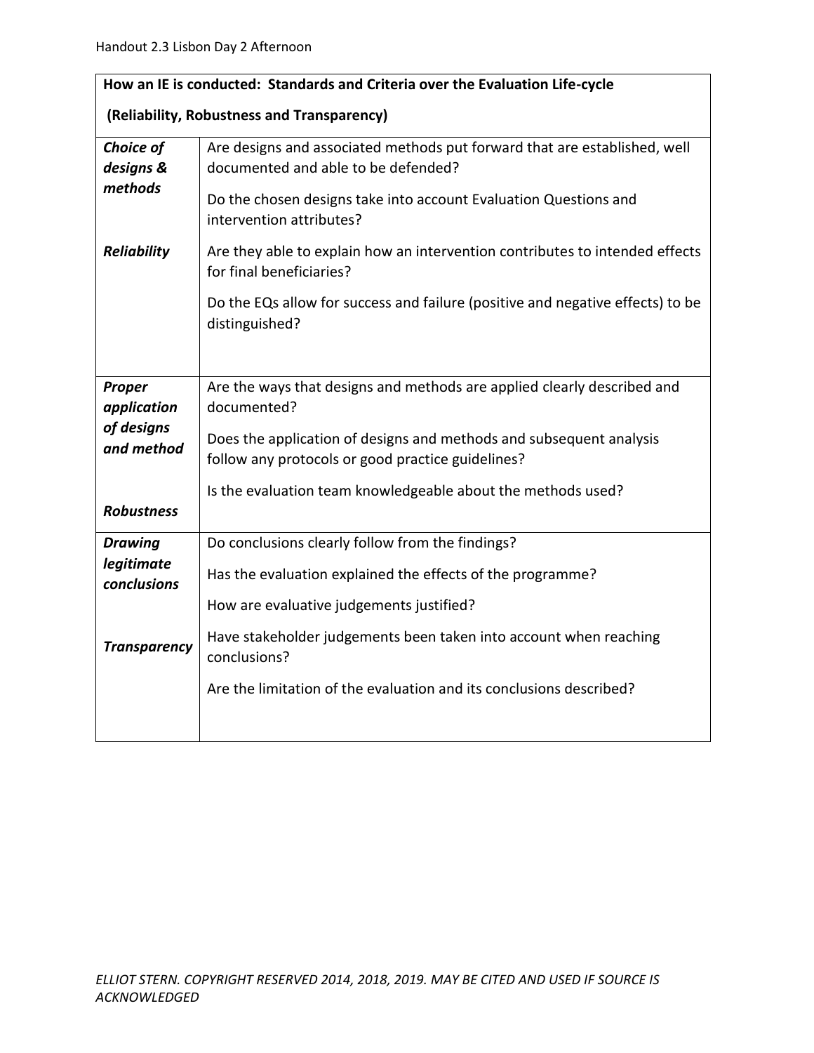Handout 2.3 Lisbon Day 2 Afternoon

| **How an IE is conducted: Standards and Criteria over the Evaluation Life-cycle (Reliability, Robustness and Transparency)** | |
|---|---|
| ***Choice of designs & methods*** <br><br> ***Reliability*** | Are designs and associated methods put forward that are established, well documented and able to be defended? <br><br> Do the chosen designs take into account Evaluation Questions and intervention attributes? <br><br> Are they able to explain how an intervention contributes to intended effects for final beneficiaries? <br><br> Do the EQs allow for success and failure (positive and negative effects) to be distinguished? |
| ***Proper application of designs and method*** <br><br> ***Robustness*** | Are the ways that designs and methods are applied clearly described and documented? <br><br> Does the application of designs and methods and subsequent analysis follow any protocols or good practice guidelines? <br><br> Is the evaluation team knowledgeable about the methods used? |
| ***Drawing legitimate conclusions*** <br><br> ***Transparency*** | Do conclusions clearly follow from the findings? <br><br> Has the evaluation explained the effects of the programme? <br><br> How are evaluative judgements justified? <br><br> Have stakeholder judgements been taken into account when reaching conclusions? <br><br> Are the limitation of the evaluation and its conclusions described? |

*ELLIOT STERN. COPYRIGHT RESERVED 2014, 2018, 2019. MAY BE CITED AND USED IF SOURCE IS ACKNOWLEDGED*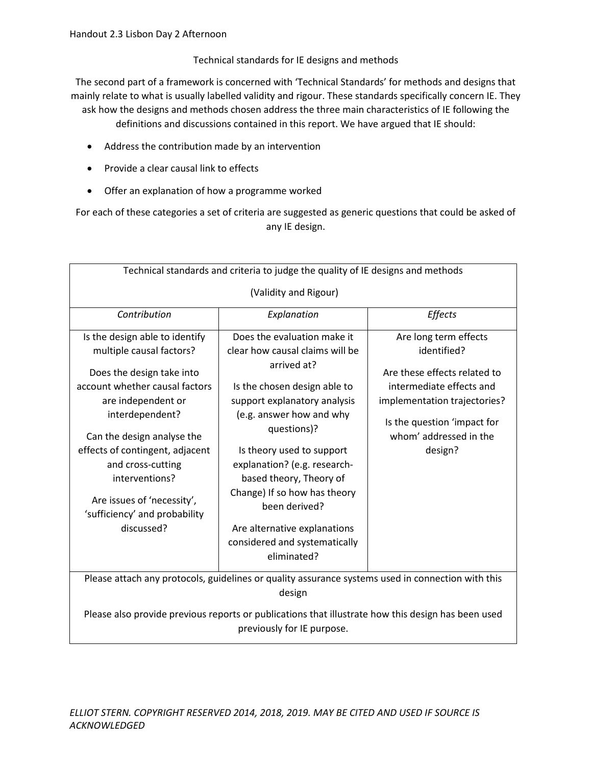Handout 2.3 Lisbon Day 2 Afternoon

## Technical standards for IE designs and methods

The second part of a framework is concerned with 'Technical Standards' for methods and designs that mainly relate to what is usually labelled validity and rigour. These standards specifically concern IE. They ask how the designs and methods chosen address the three main characteristics of IE following the definitions and discussions contained in this report. We have argued that IE should:

- Address the contribution made by an intervention
- Provide a clear causal link to effects
- Offer an explanation of how a programme worked

For each of these categories a set of criteria are suggested as generic questions that could be asked of any IE design.

| Technical standards and criteria to judge the quality of IE designs and methods (Validity and Rigour) | | |
|---|---|---|
| *Contribution* | *Explanation* | *Effects* |
| Is the design able to identify multiple causal factors?<br><br>Does the design take into account whether causal factors are independent or interdependent?<br><br>Can the design analyse the effects of contingent, adjacent and cross-cutting interventions?<br><br>Are issues of 'necessity', 'sufficiency' and probability discussed? | Does the evaluation make it clear how causal claims will be arrived at?<br><br>Is the chosen design able to support explanatory analysis (e.g. answer how and why questions)?<br><br>Is theory used to support explanation? (e.g. research-based theory, Theory of Change) If so how has theory been derived?<br><br>Are alternative explanations considered and systematically eliminated? | Are long term effects identified?<br><br>Are these effects related to intermediate effects and implementation trajectories?<br><br>Is the question 'impact for whom' addressed in the design? |
| Please attach any protocols, guidelines or quality assurance systems used in connection with this design<br><br>Please also provide previous reports or publications that illustrate how this design has been used previously for IE purpose. | | |

*ELLIOT STERN. COPYRIGHT RESERVED 2014, 2018, 2019. MAY BE CITED AND USED IF SOURCE IS ACKNOWLEDGED*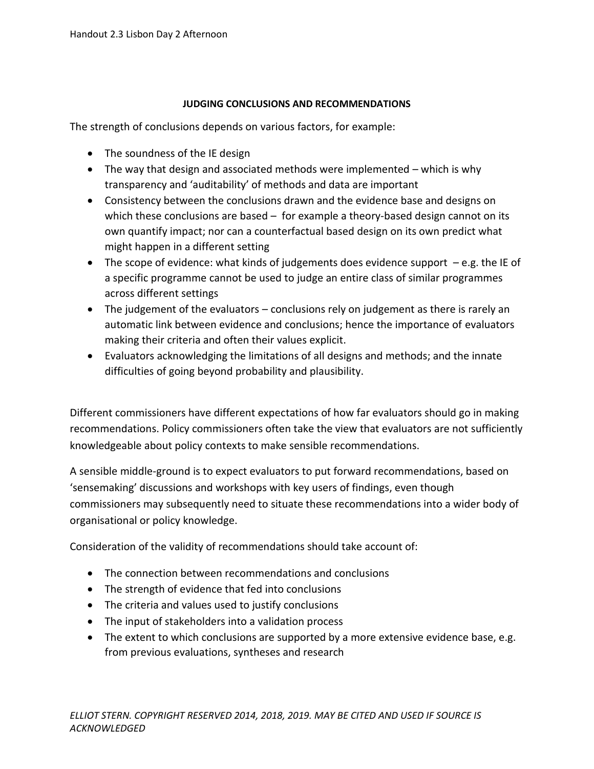**JUDGING CONCLUSIONS AND RECOMMENDATIONS**

The strength of conclusions depends on various factors, for example:

- The soundness of the IE design
- The way that design and associated methods were implemented – which is why transparency and 'auditability' of methods and data are important
- Consistency between the conclusions drawn and the evidence base and designs on which these conclusions are based – for example a theory-based design cannot on its own quantify impact; nor can a counterfactual based design on its own predict what might happen in a different setting
- The scope of evidence: what kinds of judgements does evidence support – e.g. the IE of a specific programme cannot be used to judge an entire class of similar programmes across different settings
- The judgement of the evaluators – conclusions rely on judgement as there is rarely an automatic link between evidence and conclusions; hence the importance of evaluators making their criteria and often their values explicit.
- Evaluators acknowledging the limitations of all designs and methods; and the innate difficulties of going beyond probability and plausibility.

Different commissioners have different expectations of how far evaluators should go in making recommendations. Policy commissioners often take the view that evaluators are not sufficiently knowledgeable about policy contexts to make sensible recommendations.

A sensible middle-ground is to expect evaluators to put forward recommendations, based on 'sensemaking' discussions and workshops with key users of findings, even though commissioners may subsequently need to situate these recommendations into a wider body of organisational or policy knowledge.

Consideration of the validity of recommendations should take account of:

- The connection between recommendations and conclusions
- The strength of evidence that fed into conclusions
- The criteria and values used to justify conclusions
- The input of stakeholders into a validation process
- The extent to which conclusions are supported by a more extensive evidence base, e.g. from previous evaluations, syntheses and research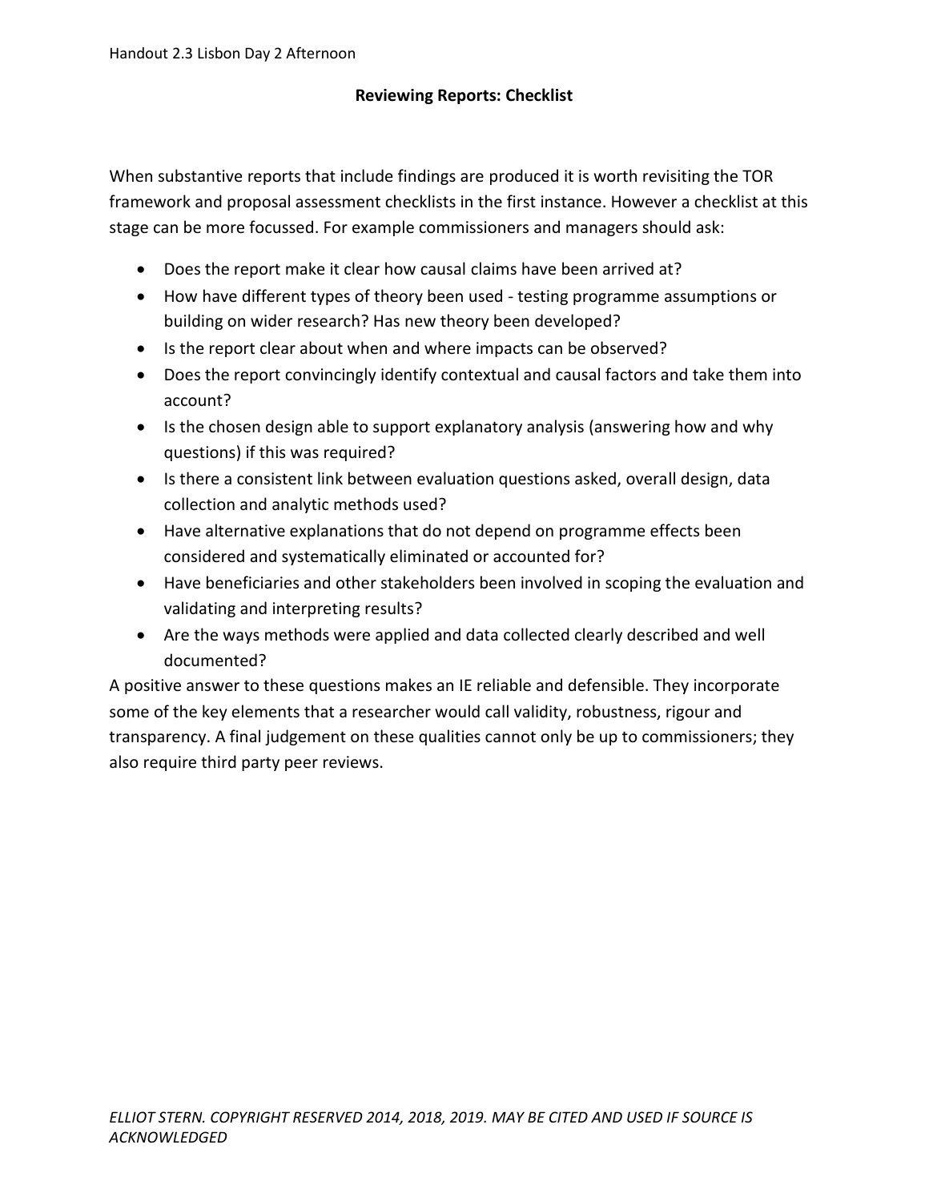**Reviewing Reports: Checklist**

When substantive reports that include findings are produced it is worth revisiting the TOR framework and proposal assessment checklists in the first instance. However a checklist at this stage can be more focussed. For example commissioners and managers should ask:

- Does the report make it clear how causal claims have been arrived at?
- How have different types of theory been used - testing programme assumptions or building on wider research? Has new theory been developed?
- Is the report clear about when and where impacts can be observed?
- Does the report convincingly identify contextual and causal factors and take them into account?
- Is the chosen design able to support explanatory analysis (answering how and why questions) if this was required?
- Is there a consistent link between evaluation questions asked, overall design, data collection and analytic methods used?
- Have alternative explanations that do not depend on programme effects been considered and systematically eliminated or accounted for?
- Have beneficiaries and other stakeholders been involved in scoping the evaluation and validating and interpreting results?
- Are the ways methods were applied and data collected clearly described and well documented?

A positive answer to these questions makes an IE reliable and defensible. They incorporate some of the key elements that a researcher would call validity, robustness, rigour and transparency. A final judgement on these qualities cannot only be up to commissioners; they also require third party peer reviews.